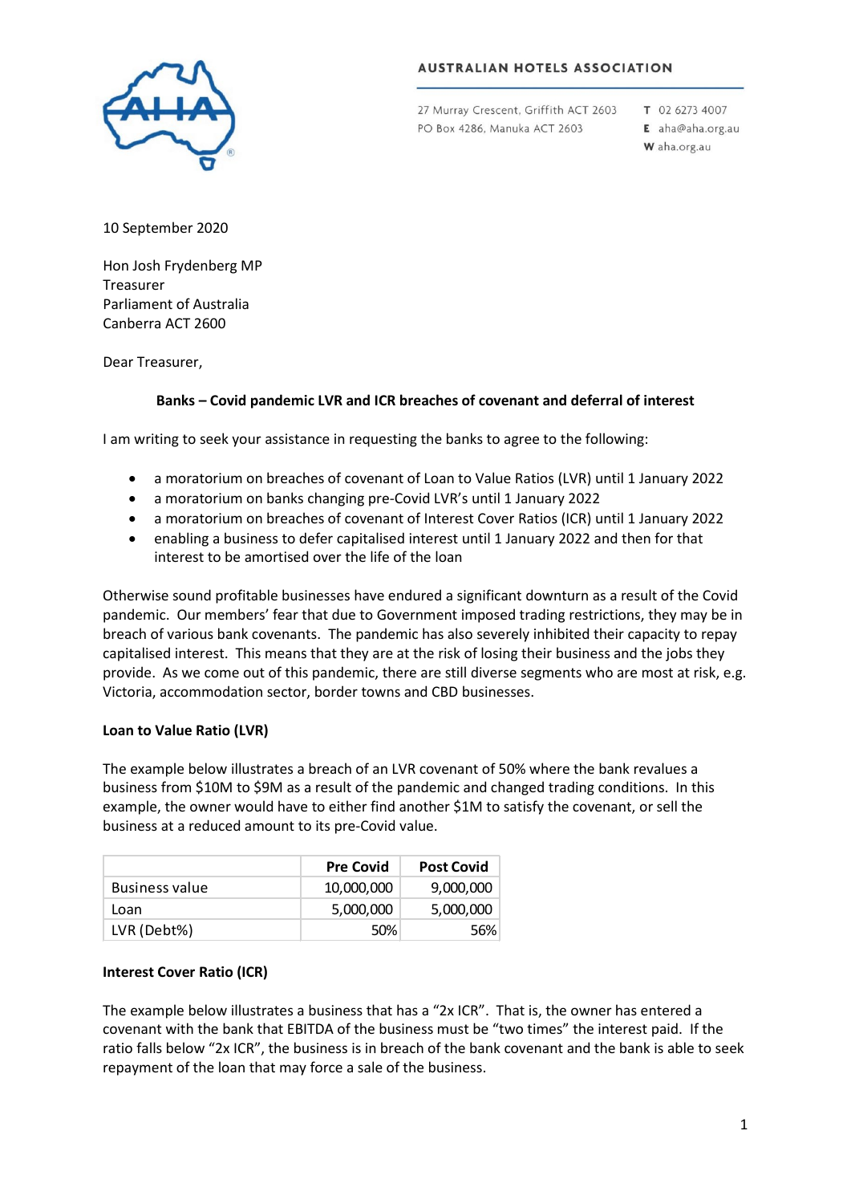AUSTRALIAN HOTELS ASSOCIATION

27 Murray Crescent, Griffith ACT 2603
PO Box 4286, Manuka ACT 2603

T 02 6273 4007
E aha@aha.org.au
W aha.org.au

10 September 2020

Hon Josh Frydenberg MP
Treasurer
Parliament of Australia
Canberra ACT 2600

Dear Treasurer,

**Banks – Covid pandemic LVR and ICR breaches of covenant and deferral of interest**

I am writing to seek your assistance in requesting the banks to agree to the following:

- a moratorium on breaches of covenant of Loan to Value Ratios (LVR) until 1 January 2022
- a moratorium on banks changing pre-Covid LVR's until 1 January 2022
- a moratorium on breaches of covenant of Interest Cover Ratios (ICR) until 1 January 2022
- enabling a business to defer capitalised interest until 1 January 2022 and then for that interest to be amortised over the life of the loan

Otherwise sound profitable businesses have endured a significant downturn as a result of the Covid pandemic. Our members' fear that due to Government imposed trading restrictions, they may be in breach of various bank covenants. The pandemic has also severely inhibited their capacity to repay capitalised interest. This means that they are at the risk of losing their business and the jobs they provide. As we come out of this pandemic, there are still diverse segments who are most at risk, e.g. Victoria, accommodation sector, border towns and CBD businesses.

**Loan to Value Ratio (LVR)**

The example below illustrates a breach of an LVR covenant of 50% where the bank revalues a business from $10M to $9M as a result of the pandemic and changed trading conditions. In this example, the owner would have to either find another $1M to satisfy the covenant, or sell the business at a reduced amount to its pre-Covid value.

| | Pre Covid | Post Covid |
|---|---|---|
| Business value | 10,000,000 | 9,000,000 |
| Loan | 5,000,000 | 5,000,000 |
| LVR (Debt%) | 50% | 56% |

**Interest Cover Ratio (ICR)**

The example below illustrates a business that has a "2x ICR". That is, the owner has entered a covenant with the bank that EBITDA of the business must be "two times" the interest paid. If the ratio falls below "2x ICR", the business is in breach of the bank covenant and the bank is able to seek repayment of the loan that may force a sale of the business.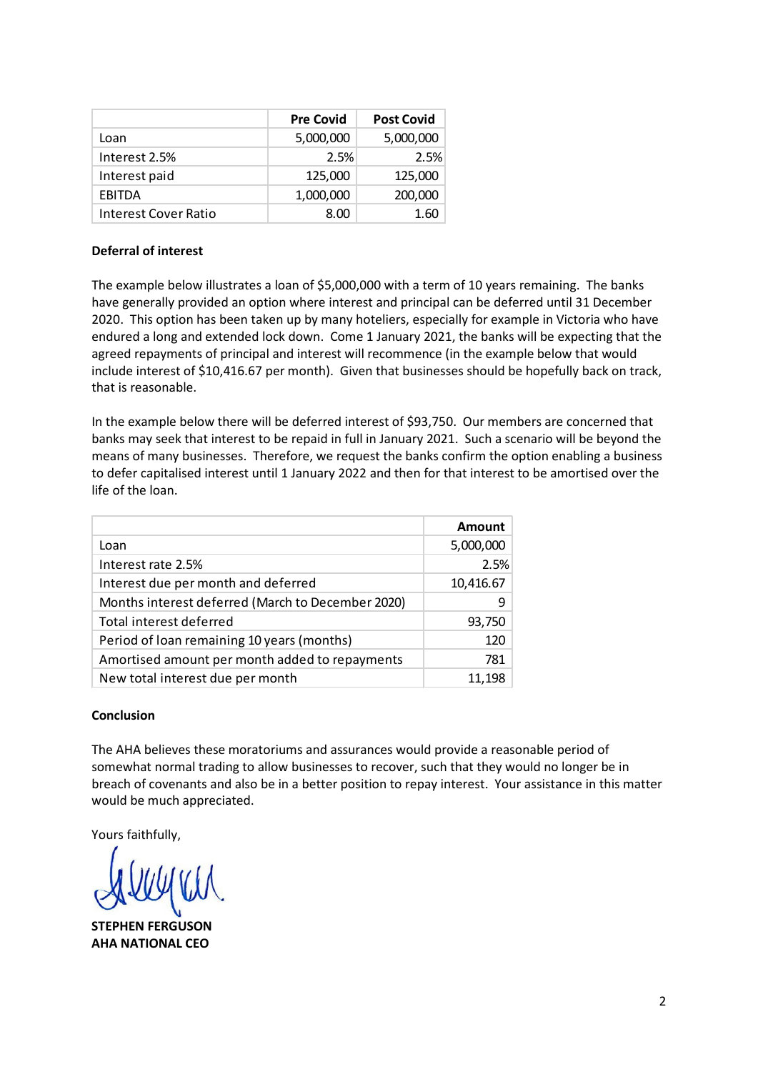| | Pre Covid | Post Covid |
|---|---|---|
| Loan | 5,000,000 | 5,000,000 |
| Interest 2.5% | 2.5% | 2.5% |
| Interest paid | 125,000 | 125,000 |
| EBITDA | 1,000,000 | 200,000 |
| Interest Cover Ratio | 8.00 | 1.60 |

**Deferral of interest**

The example below illustrates a loan of $5,000,000 with a term of 10 years remaining. The banks have generally provided an option where interest and principal can be deferred until 31 December 2020. This option has been taken up by many hoteliers, especially for example in Victoria who have endured a long and extended lock down. Come 1 January 2021, the banks will be expecting that the agreed repayments of principal and interest will recommence (in the example below that would include interest of $10,416.67 per month). Given that businesses should be hopefully back on track, that is reasonable.

In the example below there will be deferred interest of $93,750. Our members are concerned that banks may seek that interest to be repaid in full in January 2021. Such a scenario will be beyond the means of many businesses. Therefore, we request the banks confirm the option enabling a business to defer capitalised interest until 1 January 2022 and then for that interest to be amortised over the life of the loan.

| | Amount |
|---|---|
| Loan | 5,000,000 |
| Interest rate 2.5% | 2.5% |
| Interest due per month and deferred | 10,416.67 |
| Months interest deferred (March to December 2020) | 9 |
| Total interest deferred | 93,750 |
| Period of loan remaining 10 years (months) | 120 |
| Amortised amount per month added to repayments | 781 |
| New total interest due per month | 11,198 |

**Conclusion**

The AHA believes these moratoriums and assurances would provide a reasonable period of somewhat normal trading to allow businesses to recover, such that they would no longer be in breach of covenants and also be in a better position to repay interest. Your assistance in this matter would be much appreciated.

Yours faithfully,

**STEPHEN FERGUSON**
**AHA NATIONAL CEO**